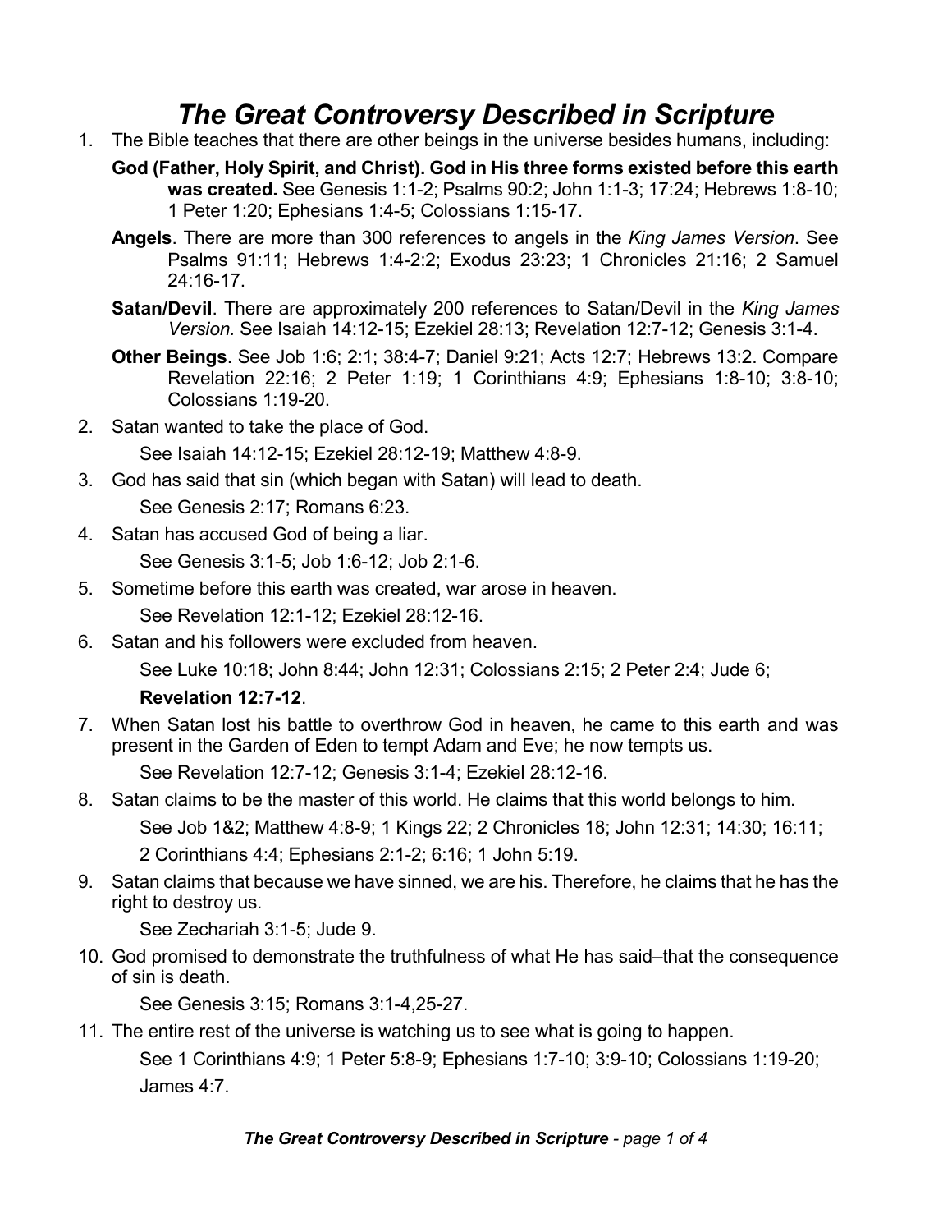# *The Great Controversy Described in Scripture*

1. The Bible teaches that there are other beings in the universe besides humans, including:

   **God (Father, Holy Spirit, and Christ). God in His three forms existed before this earth was created.** See Genesis 1:1-2; Psalms 90:2; John 1:1-3; 17:24; Hebrews 1:8-10; 1 Peter 1:20; Ephesians 1:4-5; Colossians 1:15-17.

   **Angels**. There are more than 300 references to angels in the *King James Version*. See Psalms 91:11; Hebrews 1:4-2:2; Exodus 23:23; 1 Chronicles 21:16; 2 Samuel 24:16-17.

   **Satan/Devil**. There are approximately 200 references to Satan/Devil in the *King James Version.* See Isaiah 14:12-15; Ezekiel 28:13; Revelation 12:7-12; Genesis 3:1-4.

   **Other Beings**. See Job 1:6; 2:1; 38:4-7; Daniel 9:21; Acts 12:7; Hebrews 13:2. Compare Revelation 22:16; 2 Peter 1:19; 1 Corinthians 4:9; Ephesians 1:8-10; 3:8-10; Colossians 1:19-20.

2. Satan wanted to take the place of God.

   See Isaiah 14:12-15; Ezekiel 28:12-19; Matthew 4:8-9.

3. God has said that sin (which began with Satan) will lead to death.

   See Genesis 2:17; Romans 6:23.

4. Satan has accused God of being a liar.

   See Genesis 3:1-5; Job 1:6-12; Job 2:1-6.

5. Sometime before this earth was created, war arose in heaven.

   See Revelation 12:1-12; Ezekiel 28:12-16.

6. Satan and his followers were excluded from heaven.

   See Luke 10:18; John 8:44; John 12:31; Colossians 2:15; 2 Peter 2:4; Jude 6;

   **Revelation 12:7-12**.

7. When Satan lost his battle to overthrow God in heaven, he came to this earth and was present in the Garden of Eden to tempt Adam and Eve; he now tempts us.

   See Revelation 12:7-12; Genesis 3:1-4; Ezekiel 28:12-16.

8. Satan claims to be the master of this world. He claims that this world belongs to him.

   See Job 1&2; Matthew 4:8-9; 1 Kings 22; 2 Chronicles 18; John 12:31; 14:30; 16:11;

   2 Corinthians 4:4; Ephesians 2:1-2; 6:16; 1 John 5:19.

9. Satan claims that because we have sinned, we are his. Therefore, he claims that he has the right to destroy us.

   See Zechariah 3:1-5; Jude 9.

10. God promised to demonstrate the truthfulness of what He has said–that the consequence of sin is death.

    See Genesis 3:15; Romans 3:1-4,25-27.

11. The entire rest of the universe is watching us to see what is going to happen.

    See 1 Corinthians 4:9; 1 Peter 5:8-9; Ephesians 1:7-10; 3:9-10; Colossians 1:19-20;

    James 4:7.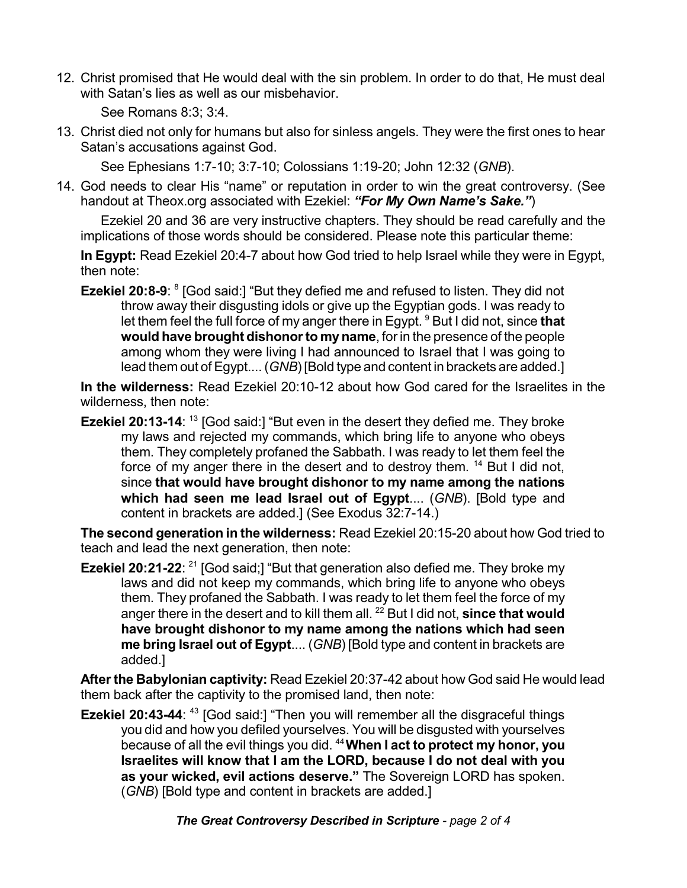12. Christ promised that He would deal with the sin problem. In order to do that, He must deal with Satan's lies as well as our misbehavior.

    See Romans 8:3; 3:4.

13. Christ died not only for humans but also for sinless angels. They were the first ones to hear Satan's accusations against God.

    See Ephesians 1:7-10; 3:7-10; Colossians 1:19-20; John 12:32 (*GNB*).

14. God needs to clear His "name" or reputation in order to win the great controversy. (See handout at Theox.org associated with Ezekiel: ***"For My Own Name's Sake."***)

    Ezekiel 20 and 36 are very instructive chapters. They should be read carefully and the implications of those words should be considered. Please note this particular theme:

    **In Egypt:** Read Ezekiel 20:4-7 about how God tried to help Israel while they were in Egypt, then note:

    > **Ezekiel 20:8-9**: [8] [God said:] "But they defied me and refused to listen. They did not throw away their disgusting idols or give up the Egyptian gods. I was ready to let them feel the full force of my anger there in Egypt. [9] But I did not, since **that would have brought dishonor to my name**, for in the presence of the people among whom they were living I had announced to Israel that I was going to lead them out of Egypt.... (*GNB*) [Bold type and content in brackets are added.]

    **In the wilderness:** Read Ezekiel 20:10-12 about how God cared for the Israelites in the wilderness, then note:

    > **Ezekiel 20:13-14**: [13] [God said:] "But even in the desert they defied me. They broke my laws and rejected my commands, which bring life to anyone who obeys them. They completely profaned the Sabbath. I was ready to let them feel the force of my anger there in the desert and to destroy them. [14] But I did not, since **that would have brought dishonor to my name among the nations which had seen me lead Israel out of Egypt**.... (*GNB*). [Bold type and content in brackets are added.] (See Exodus 32:7-14.)

    **The second generation in the wilderness:** Read Ezekiel 20:15-20 about how God tried to teach and lead the next generation, then note:

    > **Ezekiel 20:21-22**: [21] [God said;] "But that generation also defied me. They broke my laws and did not keep my commands, which bring life to anyone who obeys them. They profaned the Sabbath. I was ready to let them feel the force of my anger there in the desert and to kill them all. [22] But I did not, **since that would have brought dishonor to my name among the nations which had seen me bring Israel out of Egypt**.... (*GNB*) [Bold type and content in brackets are added.]

    **After the Babylonian captivity:** Read Ezekiel 20:37-42 about how God said He would lead them back after the captivity to the promised land, then note:

    > **Ezekiel 20:43-44**: [43] [God said:] "Then you will remember all the disgraceful things you did and how you defiled yourselves. You will be disgusted with yourselves because of all the evil things you did. [44] **When I act to protect my honor, you Israelites will know that I am the LORD, because I do not deal with you as your wicked, evil actions deserve."** The Sovereign LORD has spoken. (*GNB*) [Bold type and content in brackets are added.]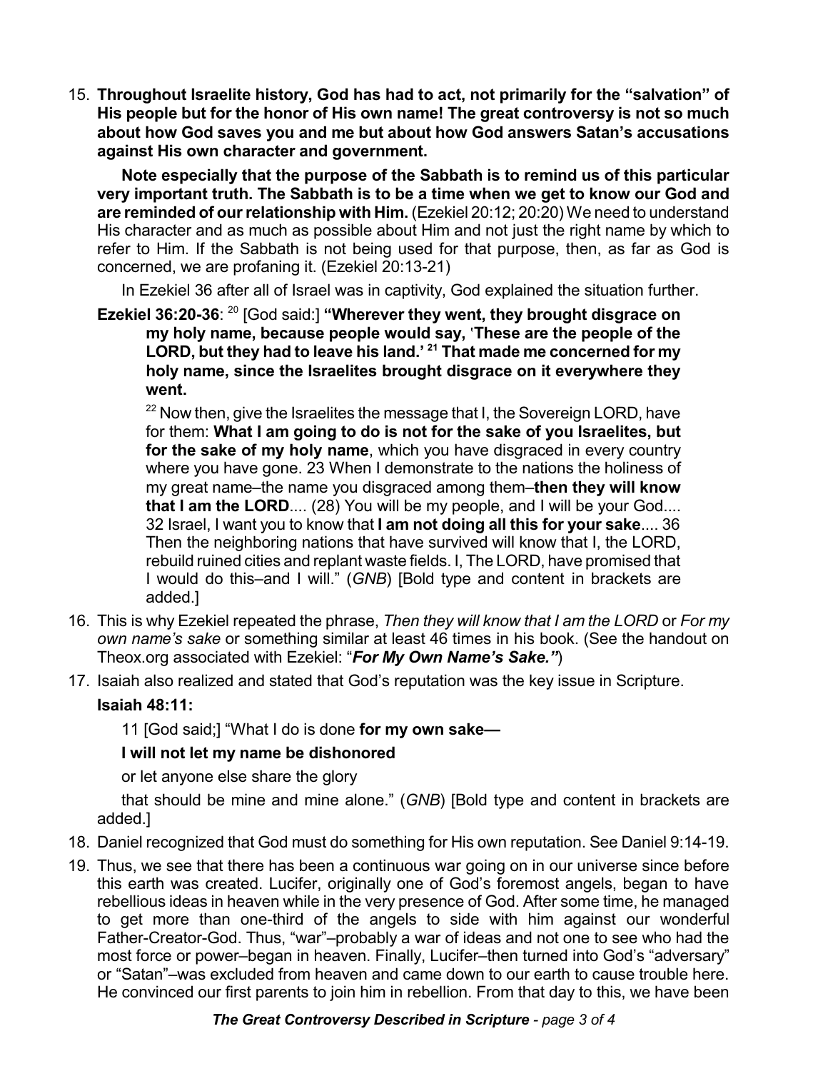15. **Throughout Israelite history, God has had to act, not primarily for the "salvation" of His people but for the honor of His own name! The great controversy is not so much about how God saves you and me but about how God answers Satan's accusations against His own character and government.**

    **Note especially that the purpose of the Sabbath is to remind us of this particular very important truth. The Sabbath is to be a time when we get to know our God and are reminded of our relationship with Him.** (Ezekiel 20:12; 20:20) We need to understand His character and as much as possible about Him and not just the right name by which to refer to Him. If the Sabbath is not being used for that purpose, then, as far as God is concerned, we are profaning it. (Ezekiel 20:13-21)

    In Ezekiel 36 after all of Israel was in captivity, God explained the situation further.

    **Ezekiel 36:20-36**: [20] [God said:] **"Wherever they went, they brought disgrace on my holy name, because people would say, 'These are the people of the LORD, but they had to leave his land.' [21] That made me concerned for my holy name, since the Israelites brought disgrace on it everywhere they went.**

    > [22] Now then, give the Israelites the message that I, the Sovereign LORD, have for them: **What I am going to do is not for the sake of you Israelites, but for the sake of my holy name**, which you have disgraced in every country where you have gone. 23 When I demonstrate to the nations the holiness of my great name–the name you disgraced among them–**then they will know that I am the LORD**.... (28) You will be my people, and I will be your God.... 32 Israel, I want you to know that **I am not doing all this for your sake**.... 36 Then the neighboring nations that have survived will know that I, the LORD, rebuild ruined cities and replant waste fields. I, The LORD, have promised that I would do this–and I will." (*GNB*) [Bold type and content in brackets are added.]

16. This is why Ezekiel repeated the phrase, *Then they will know that I am the LORD* or *For my own name's sake* or something similar at least 46 times in his book. (See the handout on Theox.org associated with Ezekiel: "***For My Own Name's Sake."***)

17. Isaiah also realized and stated that God's reputation was the key issue in Scripture.

    **Isaiah 48:11:**

    11 [God said;] "What I do is done **for my own sake—**

    **I will not let my name be dishonored**

    or let anyone else share the glory

    that should be mine and mine alone." (*GNB*) [Bold type and content in brackets are added.]

18. Daniel recognized that God must do something for His own reputation. See Daniel 9:14-19.

19. Thus, we see that there has been a continuous war going on in our universe since before this earth was created. Lucifer, originally one of God's foremost angels, began to have rebellious ideas in heaven while in the very presence of God. After some time, he managed to get more than one-third of the angels to side with him against our wonderful Father-Creator-God. Thus, "war"–probably a war of ideas and not one to see who had the most force or power–began in heaven. Finally, Lucifer–then turned into God's "adversary" or "Satan"–was excluded from heaven and came down to our earth to cause trouble here. He convinced our first parents to join him in rebellion. From that day to this, we have been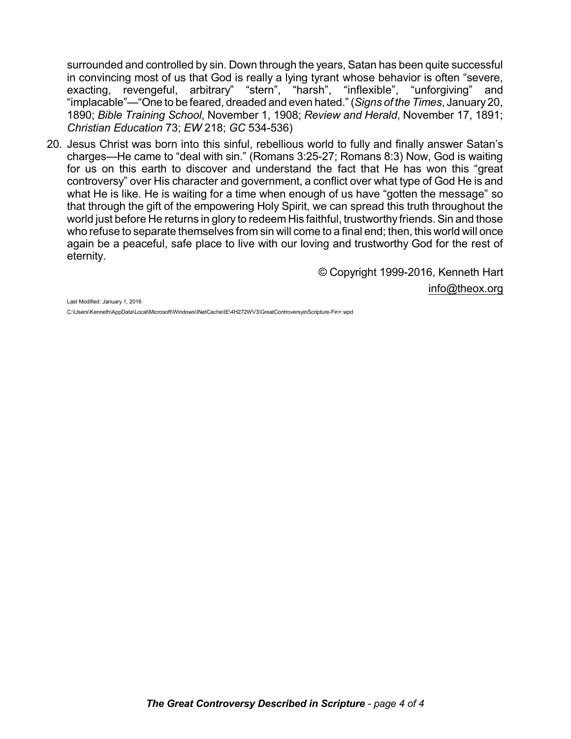surrounded and controlled by sin. Down through the years, Satan has been quite successful in convincing most of us that God is really a lying tyrant whose behavior is often "severe, exacting, revengeful, arbitrary" "stern", "harsh", "inflexible", "unforgiving" and "implacable"—"One to be feared, dreaded and even hated." (*Signs of the Times*, January 20, 1890; *Bible Training School*, November 1, 1908; *Review and Herald*, November 17, 1891; *Christian Education* 73; *EW* 218; *GC* 534-536)

20. Jesus Christ was born into this sinful, rebellious world to fully and finally answer Satan's charges—He came to "deal with sin." (Romans 3:25-27; Romans 8:3) Now, God is waiting for us on this earth to discover and understand the fact that He has won this "great controversy" over His character and government, a conflict over what type of God He is and what He is like. He is waiting for a time when enough of us have "gotten the message" so that through the gift of the empowering Holy Spirit, we can spread this truth throughout the world just before He returns in glory to redeem His faithful, trustworthy friends. Sin and those who refuse to separate themselves from sin will come to a final end; then, this world will once again be a peaceful, safe place to live with our loving and trustworthy God for the rest of eternity.

© Copyright 1999-2016, Kenneth Hart

info@theox.org

Last Modified: January 1, 2016

C:\Users\Kenneth\AppData\Local\Microsoft\Windows\INetCache\IE\4H272WV3\GreatControversyinScripture-Fin+.wpd